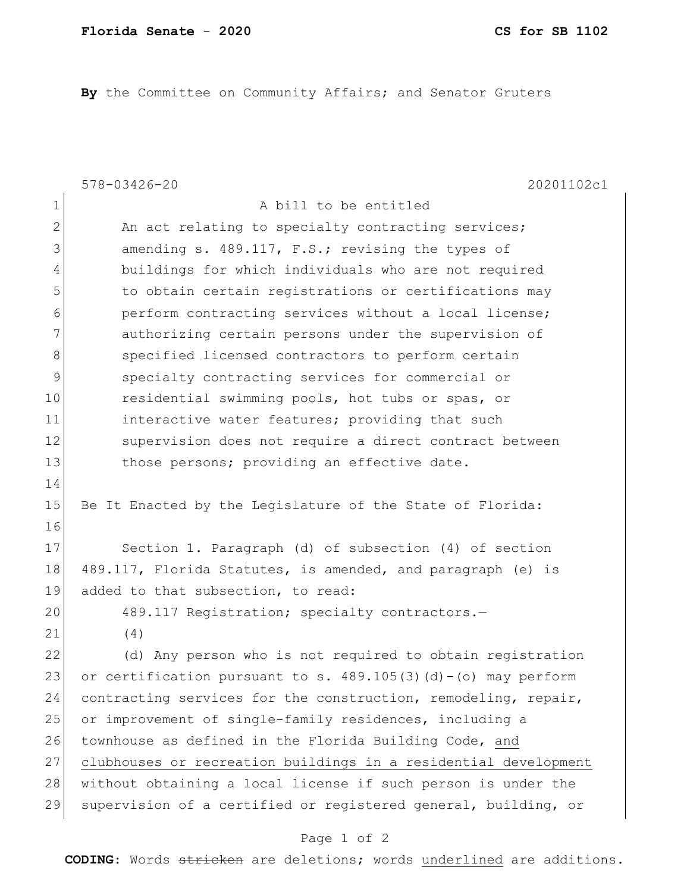**By** the Committee on Community Affairs; and Senator Gruters

578-03426-20 20201102c1

A bill to be entitled

An act relating to specialty contracting services; amending s. 489.117, F.S.; revising the types of buildings for which individuals who are not required to obtain certain registrations or certifications may perform contracting services without a local license; authorizing certain persons under the supervision of specified licensed contractors to perform certain specialty contracting services for commercial or residential swimming pools, hot tubs or spas, or interactive water features; providing that such supervision does not require a direct contract between those persons; providing an effective date.

Be It Enacted by the Legislature of the State of Florida:

Section 1. Paragraph (d) of subsection (4) of section 489.117, Florida Statutes, is amended, and paragraph (e) is added to that subsection, to read:

489.117 Registration; specialty contractors.—

(4)

(d) Any person who is not required to obtain registration or certification pursuant to s. 489.105(3)(d)-(o) may perform contracting services for the construction, remodeling, repair, or improvement of single-family residences, including a townhouse as defined in the Florida Building Code, <u>and clubhouses or recreation buildings in a residential development</u> without obtaining a local license if such person is under the supervision of a certified or registered general, building, or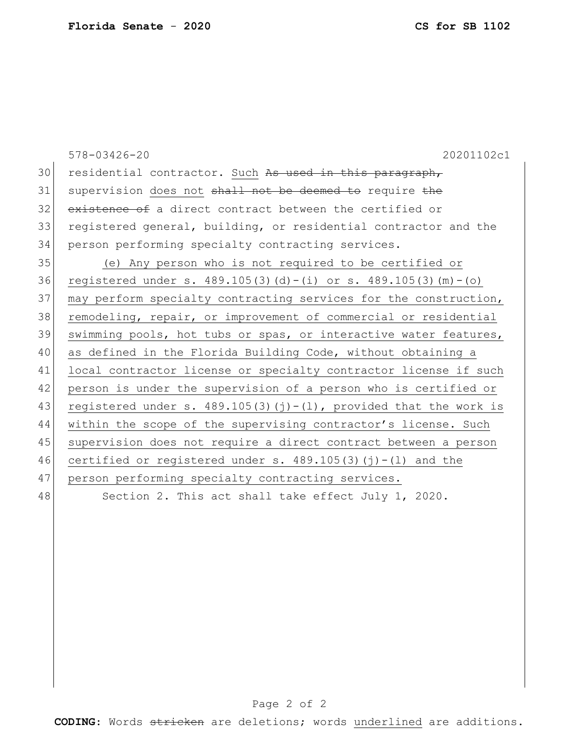578-03426-20 20201102c1

residential contractor. Such ~~As used in this paragraph,~~ supervision does not ~~shall not be deemed to~~ require ~~the existence of~~ a direct contract between the certified or registered general, building, or residential contractor and the person performing specialty contracting services.

(e) Any person who is not required to be certified or registered under s. 489.105(3)(d)-(i) or s. 489.105(3)(m)-(o) may perform specialty contracting services for the construction, remodeling, repair, or improvement of commercial or residential swimming pools, hot tubs or spas, or interactive water features, as defined in the Florida Building Code, without obtaining a local contractor license or specialty contractor license if such person is under the supervision of a person who is certified or registered under s. 489.105(3)(j)-(l), provided that the work is within the scope of the supervising contractor's license. Such supervision does not require a direct contract between a person certified or registered under s. 489.105(3)(j)-(l) and the person performing specialty contracting services.

Section 2. This act shall take effect July 1, 2020.

**CODING:** Words ~~stricken~~ are deletions; words underlined are additions.